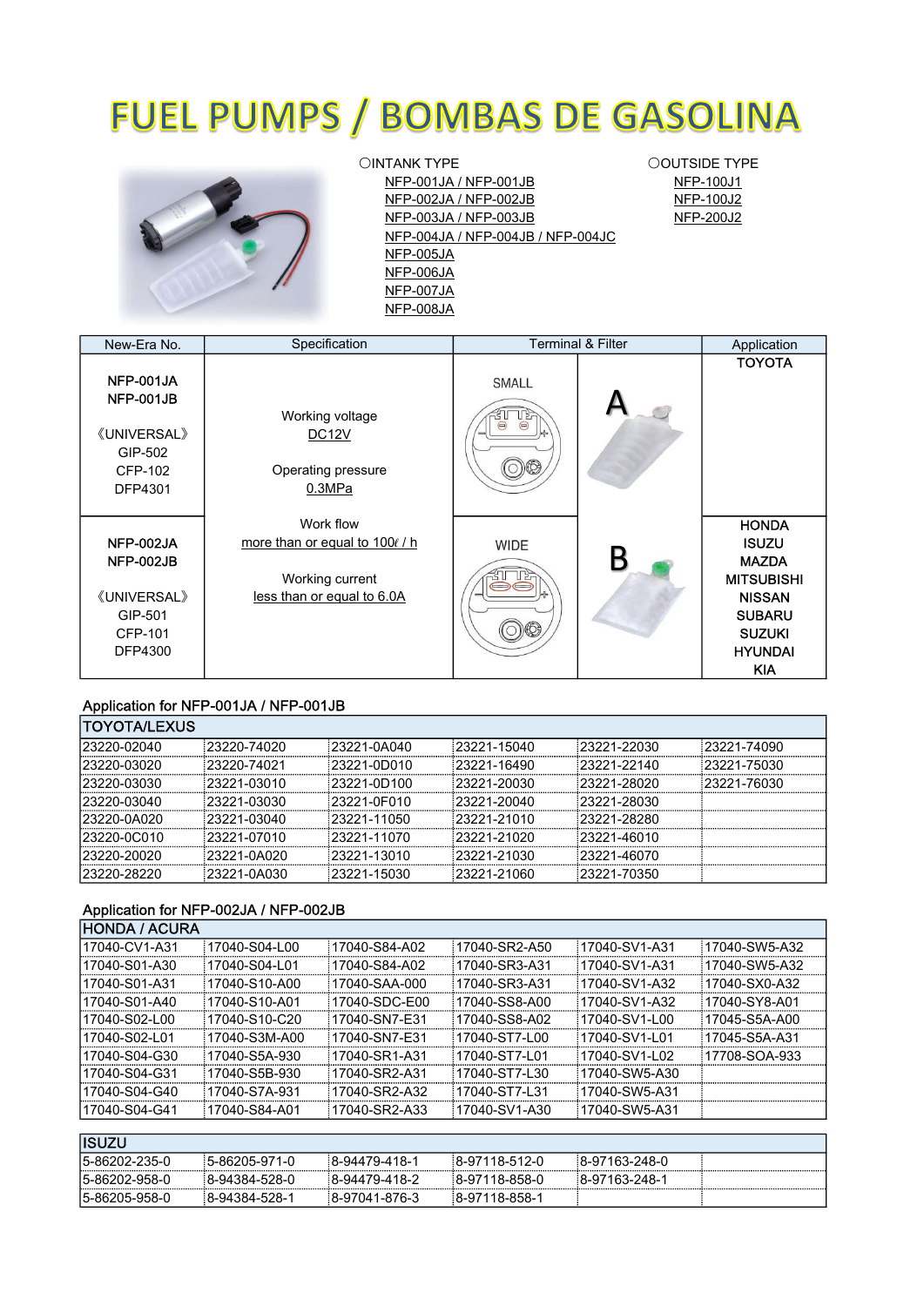# FUEL PUMPS / BOMBAS DE GASOLINA

○INTANK TYPE
- NFP-001JA / NFP-001JB
- NFP-002JA / NFP-002JB
- NFP-003JA / NFP-003JB
- NFP-004JA / NFP-004JB / NFP-004JC
- NFP-005JA
- NFP-006JA
- NFP-007JA
- NFP-008JA

○OUTSIDE TYPE
- NFP-100J1
- NFP-100J2
- NFP-200J2

| New-Era No. | Specification | Terminal & Filter | | Application |
|---|---|---|---|---|
| **NFP-001JA**<br>**NFP-001JB**<br><br>《UNIVERSAL》<br>GIP-502<br>CFP-102<br>DFP4301 | Working voltage<br>DC12V<br><br>Operating pressure<br>0.3MPa<br><br>Work flow<br>more than or equal to 100ℓ / h<br><br>Working current<br>less than or equal to 6.0A | SMALL | A | **TOYOTA** |
| **NFP-002JA**<br>**NFP-002JB**<br><br>《UNIVERSAL》<br>GIP-501<br>CFP-101<br>DFP4300 | | WIDE | B | **HONDA**<br>**ISUZU**<br>**MAZDA**<br>**MITSUBISHI**<br>**NISSAN**<br>**SUBARU**<br>**SUZUKI**<br>**HYUNDAI**<br>**KIA** |

## Application for NFP-001JA / NFP-001JB

| TOYOTA/LEXUS | | | | | |
|---|---|---|---|---|---|
| 23220-02040 | 23220-74020 | 23221-0A040 | 23221-15040 | 23221-22030 | 23221-74090 |
| 23220-03020 | 23220-74021 | 23221-0D010 | 23221-16490 | 23221-22140 | 23221-75030 |
| 23220-03030 | 23221-03010 | 23221-0D100 | 23221-20030 | 23221-28020 | 23221-76030 |
| 23220-03040 | 23221-03030 | 23221-0F010 | 23221-20040 | 23221-28030 | |
| 23220-0A020 | 23221-03040 | 23221-11050 | 23221-21010 | 23221-28280 | |
| 23220-0C010 | 23221-07010 | 23221-11070 | 23221-21020 | 23221-46010 | |
| 23220-20020 | 23221-0A020 | 23221-13010 | 23221-21030 | 23221-46070 | |
| 23220-28220 | 23221-0A030 | 23221-15030 | 23221-21060 | 23221-70350 | |

## Application for NFP-002JA / NFP-002JB

| HONDA / ACURA | | | | | |
|---|---|---|---|---|---|
| 17040-CV1-A31 | 17040-S04-L00 | 17040-S84-A02 | 17040-SR2-A50 | 17040-SV1-A31 | 17040-SW5-A32 |
| 17040-S01-A30 | 17040-S04-L01 | 17040-S84-A02 | 17040-SR3-A31 | 17040-SV1-A31 | 17040-SW5-A32 |
| 17040-S01-A31 | 17040-S10-A00 | 17040-SAA-000 | 17040-SR3-A31 | 17040-SV1-A32 | 17040-SX0-A32 |
| 17040-S01-A40 | 17040-S10-A01 | 17040-SDC-E00 | 17040-SS8-A00 | 17040-SV1-A32 | 17040-SY8-A01 |
| 17040-S02-L00 | 17040-S10-C20 | 17040-SN7-E31 | 17040-SS8-A02 | 17040-SV1-L00 | 17045-S5A-A00 |
| 17040-S02-L01 | 17040-S3M-A00 | 17040-SN7-E31 | 17040-ST7-L00 | 17040-SV1-L01 | 17045-S5A-A31 |
| 17040-S04-G30 | 17040-S5A-930 | 17040-SR1-A31 | 17040-ST7-L01 | 17040-SV1-L02 | 17708-SOA-933 |
| 17040-S04-G31 | 17040-S5B-930 | 17040-SR2-A31 | 17040-ST7-L30 | 17040-SW5-A30 | |
| 17040-S04-G40 | 17040-S7A-931 | 17040-SR2-A32 | 17040-ST7-L31 | 17040-SW5-A31 | |
| 17040-S04-G41 | 17040-S84-A01 | 17040-SR2-A33 | 17040-SV1-A30 | 17040-SW5-A31 | |

| ISUZU | | | | | |
|---|---|---|---|---|---|
| 5-86202-235-0 | 5-86205-971-0 | 8-94479-418-1 | 8-97118-512-0 | 8-97163-248-0 | |
| 5-86202-958-0 | 8-94384-528-0 | 8-94479-418-2 | 8-97118-858-0 | 8-97163-248-1 | |
| 5-86205-958-0 | 8-94384-528-1 | 8-97041-876-3 | 8-97118-858-1 | | |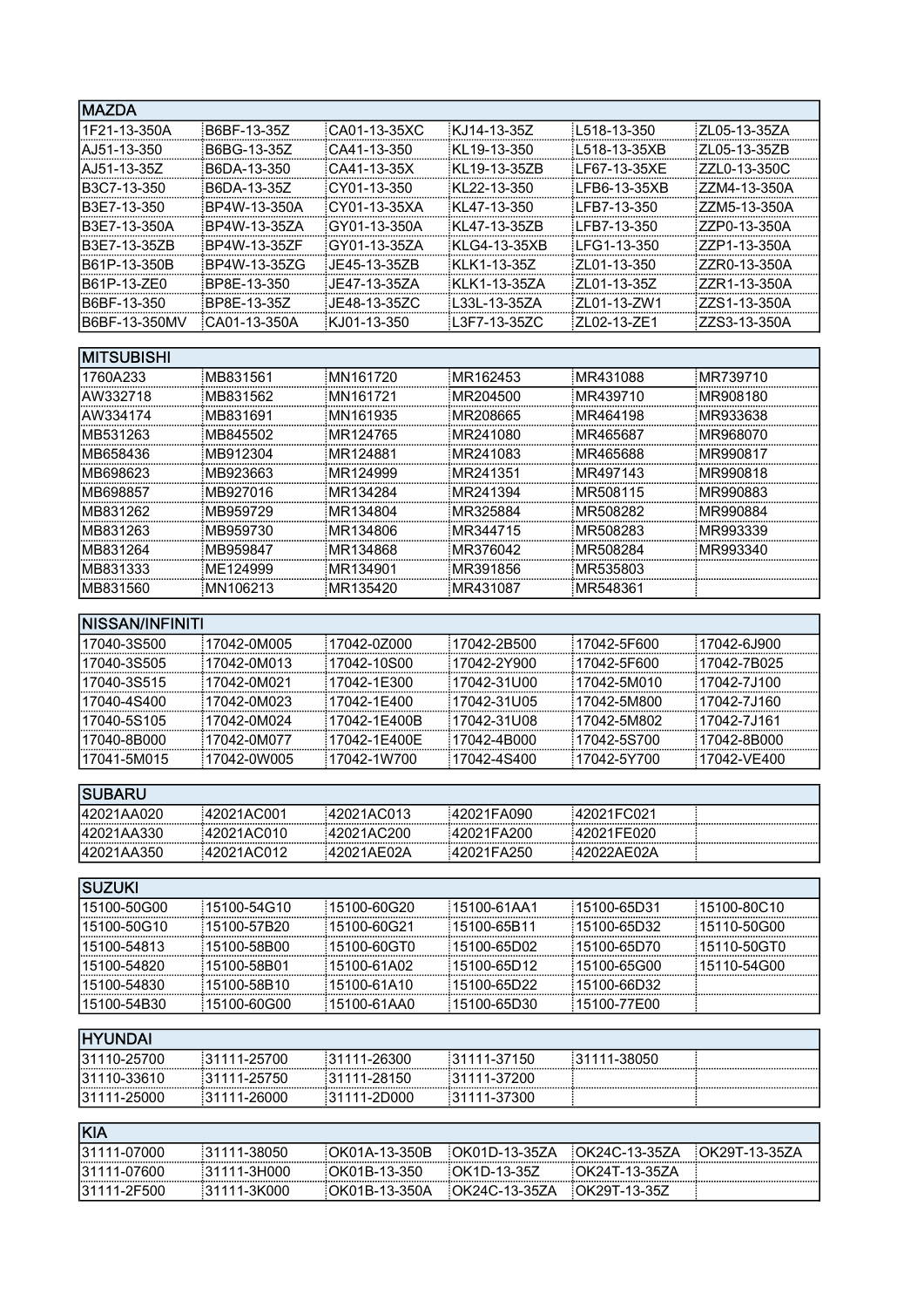| MAZDA | | | | | |
|---|---|---|---|---|---|
| 1F21-13-350A | B6BF-13-35Z | CA01-13-35XC | KJ14-13-35Z | L518-13-350 | ZL05-13-35ZA |
| AJ51-13-350 | B6BG-13-35Z | CA41-13-350 | KL19-13-350 | L518-13-35XB | ZL05-13-35ZB |
| AJ51-13-35Z | B6DA-13-350 | CA41-13-35X | KL19-13-35ZB | LF67-13-35XE | ZZL0-13-350C |
| B3C7-13-350 | B6DA-13-35Z | CY01-13-350 | KL22-13-350 | LFB6-13-35XB | ZZM4-13-350A |
| B3E7-13-350 | BP4W-13-350A | CY01-13-35XA | KL47-13-350 | LFB7-13-350 | ZZM5-13-350A |
| B3E7-13-350A | BP4W-13-35ZA | GY01-13-350A | KL47-13-35ZB | LFB7-13-350 | ZZP0-13-350A |
| B3E7-13-35ZB | BP4W-13-35ZF | GY01-13-35ZA | KLG4-13-35XB | LFG1-13-350 | ZZP1-13-350A |
| B61P-13-350B | BP4W-13-35ZG | JE45-13-35ZB | KLK1-13-35Z | ZL01-13-350 | ZZR0-13-350A |
| B61P-13-ZE0 | BP8E-13-350 | JE47-13-35ZA | KLK1-13-35ZA | ZL01-13-35Z | ZZR1-13-350A |
| B6BF-13-350 | BP8E-13-35Z | JE48-13-35ZC | L33L-13-35ZA | ZL01-13-ZW1 | ZZS1-13-350A |
| B6BF-13-350MV | CA01-13-350A | KJ01-13-350 | L3F7-13-35ZC | ZL02-13-ZE1 | ZZS3-13-350A |

| MITSUBISHI | | | | | |
|---|---|---|---|---|---|
| 1760A233 | MB831561 | MN161720 | MR162453 | MR431088 | MR739710 |
| AW332718 | MB831562 | MN161721 | MR204500 | MR439710 | MR908180 |
| AW334174 | MB831691 | MN161935 | MR208665 | MR464198 | MR933638 |
| MB531263 | MB845502 | MR124765 | MR241080 | MR465687 | MR968070 |
| MB658436 | MB912304 | MR124881 | MR241083 | MR465688 | MR990817 |
| MB698623 | MB923663 | MR124999 | MR241351 | MR497143 | MR990818 |
| MB698857 | MB927016 | MR134284 | MR241394 | MR508115 | MR990883 |
| MB831262 | MB959729 | MR134804 | MR325884 | MR508282 | MR990884 |
| MB831263 | MB959730 | MR134806 | MR344715 | MR508283 | MR993339 |
| MB831264 | MB959847 | MR134868 | MR376042 | MR508284 | MR993340 |
| MB831333 | ME124999 | MR134901 | MR391856 | MR535803 | |
| MB831560 | MN106213 | MR135420 | MR431087 | MR548361 | |

| NISSAN/INFINITI | | | | | |
|---|---|---|---|---|---|
| 17040-3S500 | 17042-0M005 | 17042-0Z000 | 17042-2B500 | 17042-5F600 | 17042-6J900 |
| 17040-3S505 | 17042-0M013 | 17042-10S00 | 17042-2Y900 | 17042-5F600 | 17042-7B025 |
| 17040-3S515 | 17042-0M021 | 17042-1E300 | 17042-31U00 | 17042-5M010 | 17042-7J100 |
| 17040-4S400 | 17042-0M023 | 17042-1E400 | 17042-31U05 | 17042-5M800 | 17042-7J160 |
| 17040-5S105 | 17042-0M024 | 17042-1E400B | 17042-31U08 | 17042-5M802 | 17042-7J161 |
| 17040-8B000 | 17042-0M077 | 17042-1E400E | 17042-4B000 | 17042-5S700 | 17042-8B000 |
| 17041-5M015 | 17042-0W005 | 17042-1W700 | 17042-4S400 | 17042-5Y700 | 17042-VE400 |

| SUBARU | | | | | |
|---|---|---|---|---|---|
| 42021AA020 | 42021AC001 | 42021AC013 | 42021FA090 | 42021FC021 | |
| 42021AA330 | 42021AC010 | 42021AC200 | 42021FA200 | 42021FE020 | |
| 42021AA350 | 42021AC012 | 42021AE02A | 42021FA250 | 42022AE02A | |

| SUZUKI | | | | | |
|---|---|---|---|---|---|
| 15100-50G00 | 15100-54G10 | 15100-60G20 | 15100-61AA1 | 15100-65D31 | 15100-80C10 |
| 15100-50G10 | 15100-57B20 | 15100-60G21 | 15100-65B11 | 15100-65D32 | 15110-50G00 |
| 15100-54813 | 15100-58B00 | 15100-60GT0 | 15100-65D02 | 15100-65D70 | 15110-50GT0 |
| 15100-54820 | 15100-58B01 | 15100-61A02 | 15100-65D12 | 15100-65G00 | 15110-54G00 |
| 15100-54830 | 15100-58B10 | 15100-61A10 | 15100-65D22 | 15100-66D32 | |
| 15100-54B30 | 15100-60G00 | 15100-61AA0 | 15100-65D30 | 15100-77E00 | |

| HYUNDAI | | | | | |
|---|---|---|---|---|---|
| 31110-25700 | 31111-25700 | 31111-26300 | 31111-37150 | 31111-38050 | |
| 31110-33610 | 31111-25750 | 31111-28150 | 31111-37200 | | |
| 31111-25000 | 31111-26000 | 31111-2D000 | 31111-37300 | | |

| KIA | | | | | |
|---|---|---|---|---|---|
| 31111-07000 | 31111-38050 | OK01A-13-350B | OK01D-13-35ZA | OK24C-13-35ZA | OK29T-13-35ZA |
| 31111-07600 | 31111-3H000 | OK01B-13-350 | OK1D-13-35Z | OK24T-13-35ZA | |
| 31111-2F500 | 31111-3K000 | OK01B-13-350A | OK24C-13-35ZA | OK29T-13-35Z | |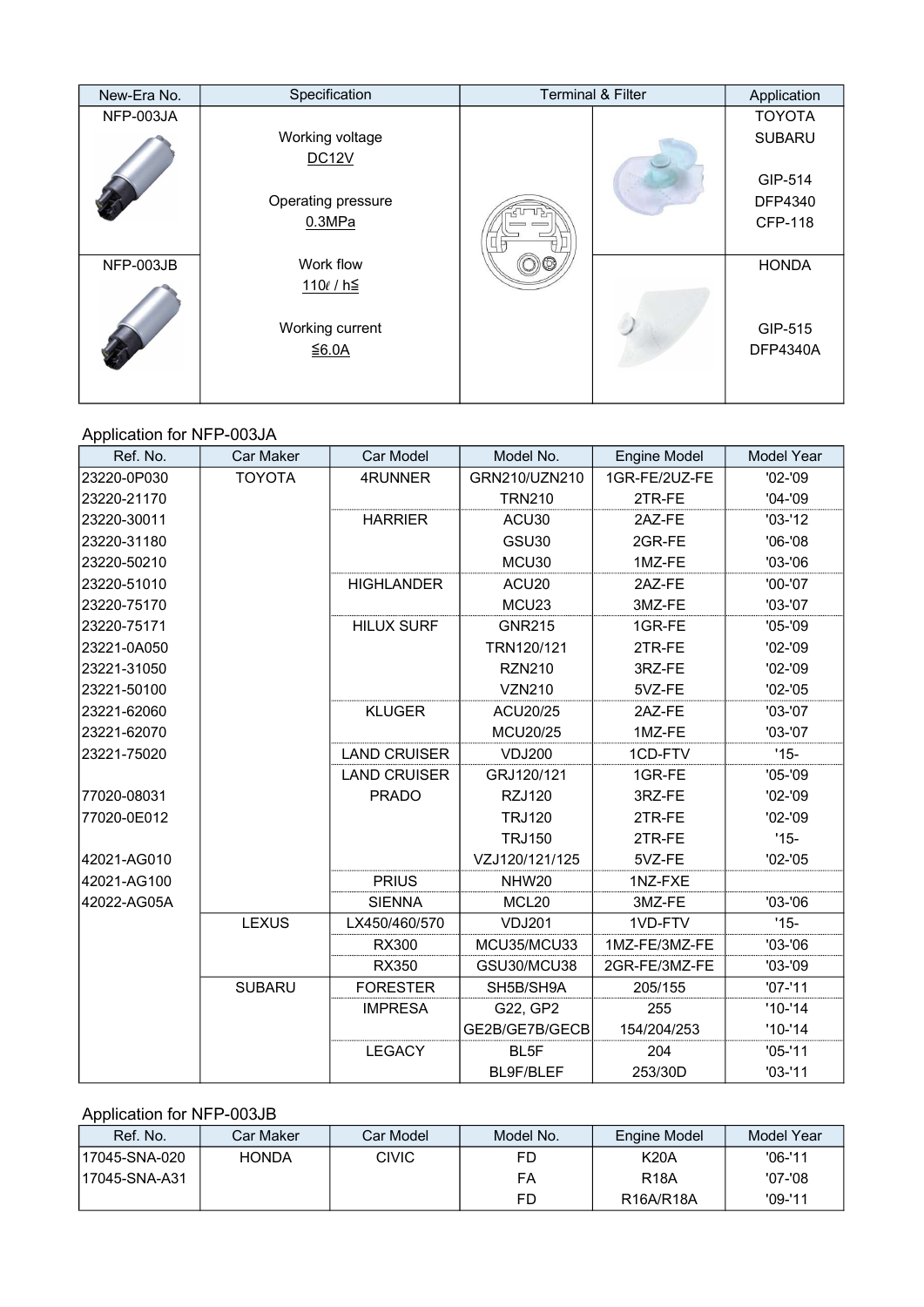| New-Era No. | Specification | Terminal & Filter | | Application |
|---|---|---|---|---|
| NFP-003JA | Working voltage<br>DC12V<br><br>Operating pressure<br>0.3MPa<br><br>Work flow<br>110ℓ / h≦<br><br>Working current<br>≦6.0A | | | TOYOTA<br>SUBARU<br><br>GIP-514<br>DFP4340<br>CFP-118 |
| NFP-003JB | | | | HONDA<br><br>GIP-515<br>DFP4340A |

Application for NFP-003JA

| Ref. No. | Car Maker | Car Model | Model No. | Engine Model | Model Year |
|---|---|---|---|---|---|
| 23220-0P030 | TOYOTA | 4RUNNER | GRN210/UZN210 | 1GR-FE/2UZ-FE | '02-'09 |
| 23220-21170 | | | TRN210 | 2TR-FE | '04-'09 |
| 23220-30011 | | HARRIER | ACU30 | 2AZ-FE | '03-'12 |
| 23220-31180 | | | GSU30 | 2GR-FE | '06-'08 |
| 23220-50210 | | | MCU30 | 1MZ-FE | '03-'06 |
| 23220-51010 | | HIGHLANDER | ACU20 | 2AZ-FE | '00-'07 |
| 23220-75170 | | | MCU23 | 3MZ-FE | '03-'07 |
| 23220-75171 | | HILUX SURF | GNR215 | 1GR-FE | '05-'09 |
| 23221-0A050 | | | TRN120/121 | 2TR-FE | '02-'09 |
| 23221-31050 | | | RZN210 | 3RZ-FE | '02-'09 |
| 23221-50100 | | | VZN210 | 5VZ-FE | '02-'05 |
| 23221-62060 | | KLUGER | ACU20/25 | 2AZ-FE | '03-'07 |
| 23221-62070 | | | MCU20/25 | 1MZ-FE | '03-'07 |
| 23221-75020 | | LAND CRUISER | VDJ200 | 1CD-FTV | '15- |
| | | LAND CRUISER PRADO | GRJ120/121 | 1GR-FE | '05-'09 |
| 77020-08031 | | | RZJ120 | 3RZ-FE | '02-'09 |
| 77020-0E012 | | | TRJ120 | 2TR-FE | '02-'09 |
| | | | TRJ150 | 2TR-FE | '15- |
| 42021-AG010 | | | VZJ120/121/125 | 5VZ-FE | '02-'05 |
| 42021-AG100 | | PRIUS | NHW20 | 1NZ-FXE | |
| 42022-AG05A | | SIENNA | MCL20 | 3MZ-FE | '03-'06 |
| | LEXUS | LX450/460/570 | VDJ201 | 1VD-FTV | '15- |
| | | RX300 | MCU35/MCU33 | 1MZ-FE/3MZ-FE | '03-'06 |
| | | RX350 | GSU30/MCU38 | 2GR-FE/3MZ-FE | '03-'09 |
| | SUBARU | FORESTER | SH5B/SH9A | 205/155 | '07-'11 |
| | | IMPRESA | G22, GP2 | 255 | '10-'14 |
| | | | GE2B/GE7B/GECB | 154/204/253 | '10-'14 |
| | | LEGACY | BL5F | 204 | '05-'11 |
| | | | BL9F/BLEF | 253/30D | '03-'11 |

Application for NFP-003JB

| Ref. No. | Car Maker | Car Model | Model No. | Engine Model | Model Year |
|---|---|---|---|---|---|
| 17045-SNA-020 | HONDA | CIVIC | FD | K20A | '06-'11 |
| 17045-SNA-A31 | | | FA | R18A | '07-'08 |
| | | | FD | R16A/R18A | '09-'11 |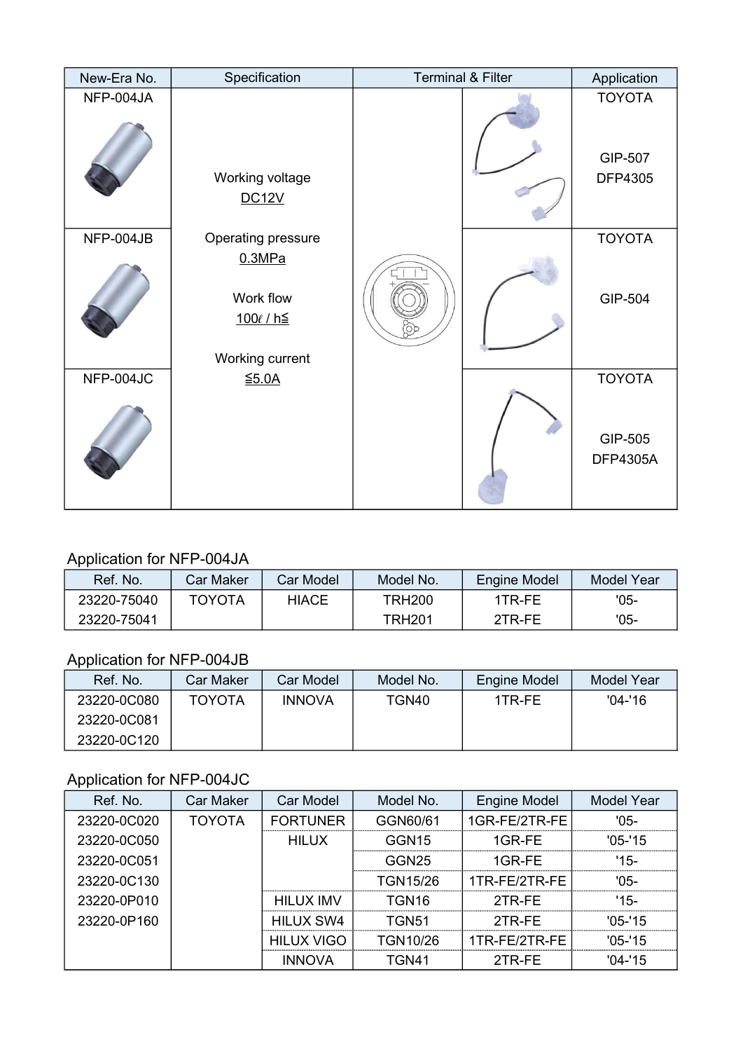| New-Era No. | Specification | Terminal & Filter | | Application |
|---|---|---|---|---|
| NFP-004JA | Working voltage<br>DC12V<br><br>Operating pressure<br>0.3MPa<br><br>Work flow<br>100ℓ / h≦<br><br>Working current<br>≦5.0A | | | TOYOTA<br><br>GIP-507<br>DFP4305 |
| NFP-004JB | | | | TOYOTA<br><br>GIP-504 |
| NFP-004JC | | | | TOYOTA<br><br>GIP-505<br>DFP4305A |

Application for NFP-004JA

| Ref. No. | Car Maker | Car Model | Model No. | Engine Model | Model Year |
|---|---|---|---|---|---|
| 23220-75040 | TOYOTA | HIACE | TRH200 | 1TR-FE | '05- |
| 23220-75041 | | | TRH201 | 2TR-FE | '05- |

Application for NFP-004JB

| Ref. No. | Car Maker | Car Model | Model No. | Engine Model | Model Year |
|---|---|---|---|---|---|
| 23220-0C080 | TOYOTA | INNOVA | TGN40 | 1TR-FE | '04-'16 |
| 23220-0C081 | | | | | |
| 23220-0C120 | | | | | |

Application for NFP-004JC

| Ref. No. | Car Maker | Car Model | Model No. | Engine Model | Model Year |
|---|---|---|---|---|---|
| 23220-0C020 | TOYOTA | FORTUNER | GGN60/61 | 1GR-FE/2TR-FE | '05- |
| 23220-0C050 | | HILUX | GGN15 | 1GR-FE | '05-'15 |
| 23220-0C051 | | | GGN25 | 1GR-FE | '15- |
| 23220-0C130 | | | TGN15/26 | 1TR-FE/2TR-FE | '05- |
| 23220-0P010 | | HILUX IMV | TGN16 | 2TR-FE | '15- |
| 23220-0P160 | | HILUX SW4 | TGN51 | 2TR-FE | '05-'15 |
| | | HILUX VIGO | TGN10/26 | 1TR-FE/2TR-FE | '05-'15 |
| | | INNOVA | TGN41 | 2TR-FE | '04-'15 |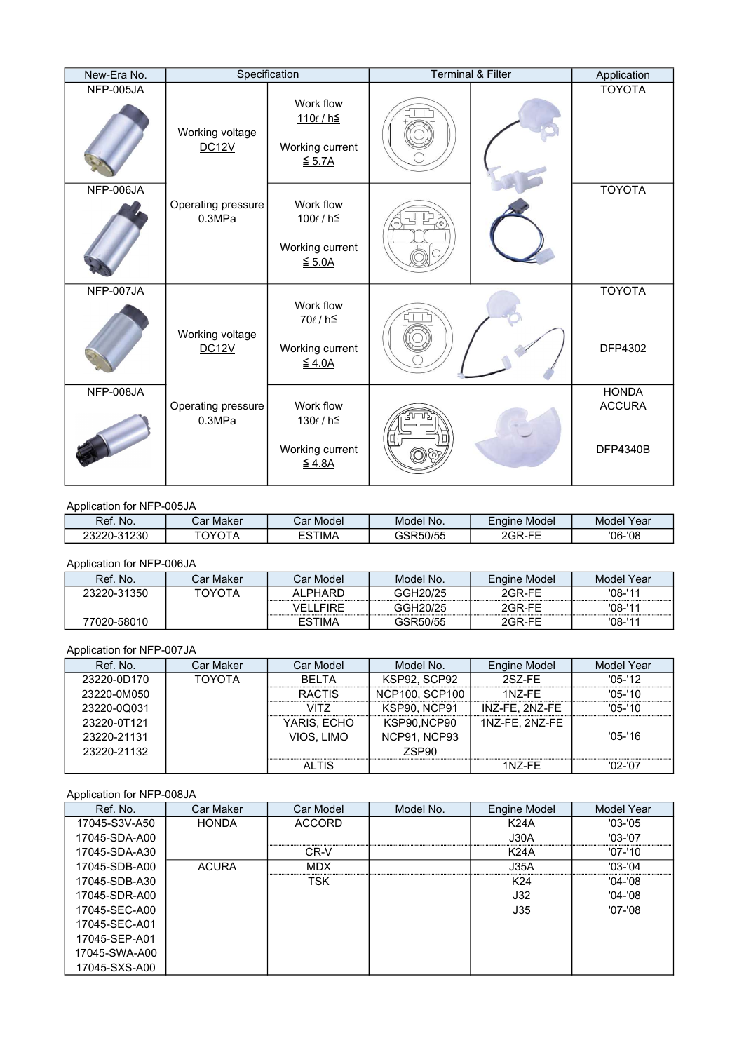| New-Era No. | Specification | | Terminal & Filter | | Application |
|---|---|---|---|---|---|
| NFP-005JA | Working voltage DC12V | Work flow 110ℓ / h≦ Working current ≦ 5.7A | | | TOYOTA |
| NFP-006JA | Operating pressure 0.3MPa | Work flow 100ℓ / h≦ Working current ≦ 5.0A | | | TOYOTA |
| NFP-007JA | Working voltage DC12V | Work flow 70ℓ / h≦ Working current ≦ 4.0A | | | TOYOTA DFP4302 |
| NFP-008JA | Operating pressure 0.3MPa | Work flow 130ℓ / h≦ Working current ≦ 4.8A | | | HONDA ACCURA DFP4340B |

Application for NFP-005JA

| Ref. No. | Car Maker | Car Model | Model No. | Engine Model | Model Year |
|---|---|---|---|---|---|
| 23220-31230 | TOYOTA | ESTIMA | GSR50/55 | 2GR-FE | '06-'08 |

Application for NFP-006JA

| Ref. No. | Car Maker | Car Model | Model No. | Engine Model | Model Year |
|---|---|---|---|---|---|
| 23220-31350 | TOYOTA | ALPHARD | GGH20/25 | 2GR-FE | '08-'11 |
| | | VELLFIRE | GGH20/25 | 2GR-FE | '08-'11 |
| 77020-58010 | | ESTIMA | GSR50/55 | 2GR-FE | '08-'11 |

Application for NFP-007JA

| Ref. No. | Car Maker | Car Model | Model No. | Engine Model | Model Year |
|---|---|---|---|---|---|
| 23220-0D170 | TOYOTA | BELTA | KSP92, SCP92 | 2SZ-FE | '05-'12 |
| 23220-0M050 | | RACTIS | NCP100, SCP100 | 1NZ-FE | '05-'10 |
| 23220-0Q031 | | VITZ | KSP90, NCP91 | INZ-FE, 2NZ-FE | '05-'10 |
| 23220-0T121 | | YARIS, ECHO | KSP90,NCP90 | 1NZ-FE, 2NZ-FE | |
| 23220-21131 | | VIOS, LIMO | NCP91, NCP93 | | '05-'16 |
| 23220-21132 | | | ZSP90 | | |
| | | ALTIS | | 1NZ-FE | '02-'07 |

Application for NFP-008JA

| Ref. No. | Car Maker | Car Model | Model No. | Engine Model | Model Year |
|---|---|---|---|---|---|
| 17045-S3V-A50 | HONDA | ACCORD | | K24A | '03-'05 |
| 17045-SDA-A00 | | | | J30A | '03-'07 |
| 17045-SDA-A30 | | CR-V | | K24A | '07-'10 |
| 17045-SDB-A00 | ACURA | MDX | | J35A | '03-'04 |
| 17045-SDB-A30 | | TSK | | K24 | '04-'08 |
| 17045-SDR-A00 | | | | J32 | '04-'08 |
| 17045-SEC-A00 | | | | J35 | '07-'08 |
| 17045-SEC-A01 | | | | | |
| 17045-SEP-A01 | | | | | |
| 17045-SWA-A00 | | | | | |
| 17045-SXS-A00 | | | | | |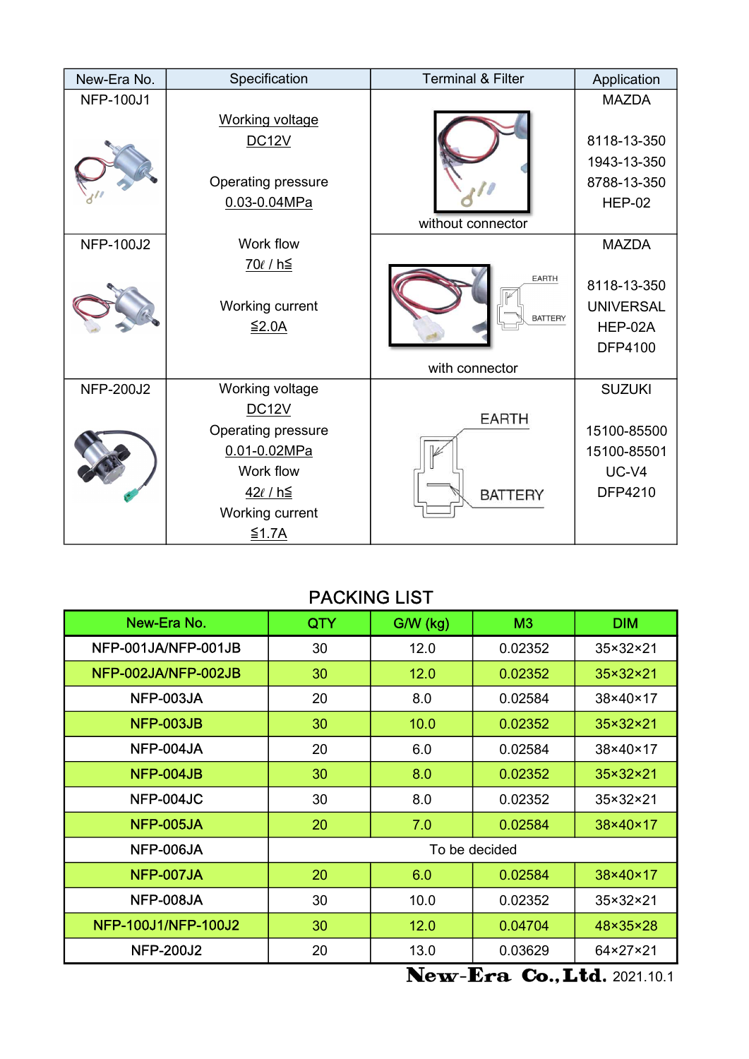| New-Era No. | Specification | Terminal & Filter | Application |
| --- | --- | --- | --- |
| NFP-100J1 | Working voltage<br>DC12V<br><br>Operating pressure<br>0.03-0.04MPa | without connector | MAZDA<br><br>8118-13-350<br>1943-13-350<br>8788-13-350<br>HEP-02 |
| NFP-100J2 | Work flow<br>70ℓ / h≦<br><br>Working current<br>≦2.0A | EARTH<br>BATTERY<br>with connector | MAZDA<br><br>8118-13-350<br>UNIVERSAL<br>HEP-02A<br>DFP4100 |
| NFP-200J2 | Working voltage<br>DC12V<br>Operating pressure<br>0.01-0.02MPa<br>Work flow<br>42ℓ / h≦<br>Working current<br>≦1.7A | EARTH<br>BATTERY | SUZUKI<br><br>15100-85500<br>15100-85501<br>UC-V4<br>DFP4210 |

## PACKING LIST

| New-Era No. | QTY | G/W (kg) | M3 | DIM |
| --- | --- | --- | --- | --- |
| NFP-001JA/NFP-001JB | 30 | 12.0 | 0.02352 | 35×32×21 |
| NFP-002JA/NFP-002JB | 30 | 12.0 | 0.02352 | 35×32×21 |
| NFP-003JA | 20 | 8.0 | 0.02584 | 38×40×17 |
| NFP-003JB | 30 | 10.0 | 0.02352 | 35×32×21 |
| NFP-004JA | 20 | 6.0 | 0.02584 | 38×40×17 |
| NFP-004JB | 30 | 8.0 | 0.02352 | 35×32×21 |
| NFP-004JC | 30 | 8.0 | 0.02352 | 35×32×21 |
| NFP-005JA | 20 | 7.0 | 0.02584 | 38×40×17 |
| NFP-006JA | To be decided | | | |
| NFP-007JA | 20 | 6.0 | 0.02584 | 38×40×17 |
| NFP-008JA | 30 | 10.0 | 0.02352 | 35×32×21 |
| NFP-100J1/NFP-100J2 | 30 | 12.0 | 0.04704 | 48×35×28 |
| NFP-200J2 | 20 | 13.0 | 0.03629 | 64×27×21 |

**New-Era Co., Ltd.** 2021.10.1